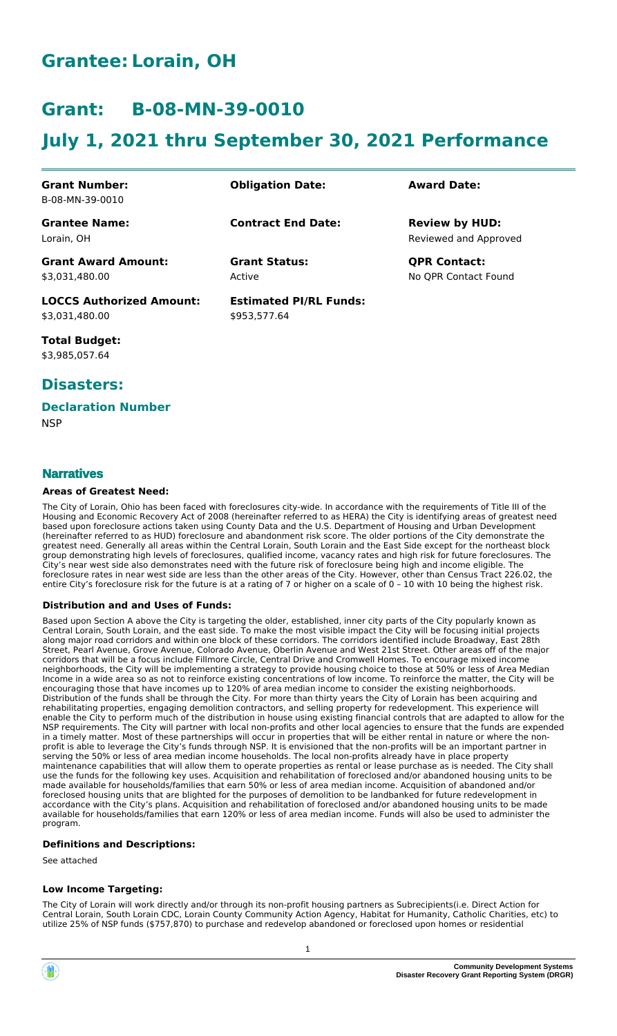# Grantee: Lorain, OH

# Grant: B-08-MN-39-0010

# July 1, 2021 thru September 30, 2021 Performance

| **Grant Number:** | **Obligation Date:** | **Award Date:** |
| --- | --- | --- |
| B-08-MN-39-0010 | | |
| **Grantee Name:** | **Contract End Date:** | **Review by HUD:** |
| Lorain, OH | | Reviewed and Approved |
| **Grant Award Amount:** | **Grant Status:** | **QPR Contact:** |
| $3,031,480.00 | Active | No QPR Contact Found |
| **LOCCS Authorized Amount:** | **Estimated PI/RL Funds:** | |
| $3,031,480.00 | $953,577.64 | |

**Total Budget:**
$3,985,057.64

## Disasters:

### Declaration Number

NSP

### Narratives

#### Areas of Greatest Need:

The City of Lorain, Ohio has been faced with foreclosures city-wide. In accordance with the requirements of Title III of the Housing and Economic Recovery Act of 2008 (hereinafter referred to as HERA) the City is identifying areas of greatest need based upon foreclosure actions taken using County Data and the U.S. Department of Housing and Urban Development (hereinafter referred to as HUD) foreclosure and abandonment risk score. The older portions of the City demonstrate the greatest need. Generally all areas within the Central Lorain, South Lorain and the East Side except for the northeast block group demonstrating high levels of foreclosures, qualified income, vacancy rates and high risk for future foreclosures. The City's near west side also demonstrates need with the future risk of foreclosure being high and income eligible. The foreclosure rates in near west side are less than the other areas of the City. However, other than Census Tract 226.02, the entire City's foreclosure risk for the future is at a rating of 7 or higher on a scale of 0 – 10 with 10 being the highest risk.

#### Distribution and and Uses of Funds:

Based upon Section A above the City is targeting the older, established, inner city parts of the City popularly known as Central Lorain, South Lorain, and the east side. To make the most visible impact the City will be focusing initial projects along major road corridors and within one block of these corridors. The corridors identified include Broadway, East 28th Street, Pearl Avenue, Grove Avenue, Colorado Avenue, Oberlin Avenue and West 21st Street. Other areas off of the major corridors that will be a focus include Fillmore Circle, Central Drive and Cromwell Homes. To encourage mixed income neighborhoods, the City will be implementing a strategy to provide housing choice to those at 50% or less of Area Median Income in a wide area so as not to reinforce existing concentrations of low income. To reinforce the matter, the City will be encouraging those that have incomes up to 120% of area median income to consider the existing neighborhoods. Distribution of the funds shall be through the City. For more than thirty years the City of Lorain has been acquiring and rehabilitating properties, engaging demolition contractors, and selling property for redevelopment. This experience will enable the City to perform much of the distribution in house using existing financial controls that are adapted to allow for the NSP requirements. The City will partner with local non-profits and other local agencies to ensure that the funds are expended in a timely matter. Most of these partnerships will occur in properties that will be either rental in nature or where the non-profit is able to leverage the City's funds through NSP. It is envisioned that the non-profits will be an important partner in serving the 50% or less of area median income households. The local non-profits already have in place property maintenance capabilities that will allow them to operate properties as rental or lease purchase as is needed. The City shall use the funds for the following key uses. Acquisition and rehabilitation of foreclosed and/or abandoned housing units to be made available for households/families that earn 50% or less of area median income. Acquisition of abandoned and/or foreclosed housing units that are blighted for the purposes of demolition to be landbanked for future redevelopment in accordance with the City's plans. Acquisition and rehabilitation of foreclosed and/or abandoned housing units to be made available for households/families that earn 120% or less of area median income. Funds will also be used to administer the program.

#### Definitions and Descriptions:

See attached

#### Low Income Targeting:

The City of Lorain will work directly and/or through its non-profit housing partners as Subrecipients(i.e. Direct Action for Central Lorain, South Lorain CDC, Lorain County Community Action Agency, Habitat for Humanity, Catholic Charities, etc) to utilize 25% of NSP funds ($757,870) to purchase and redevelop abandoned or foreclosed upon homes or residential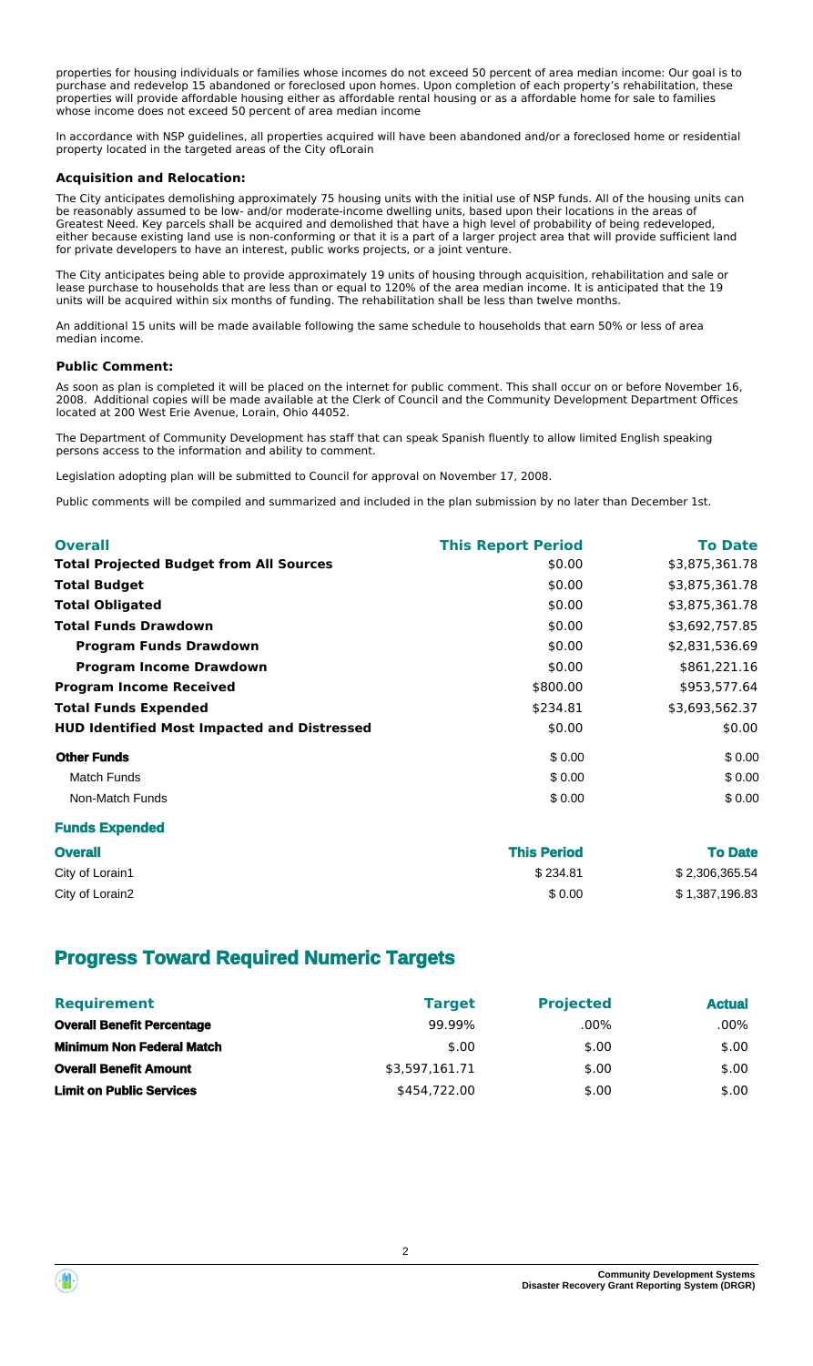properties for housing individuals or families whose incomes do not exceed 50 percent of area median income: Our goal is to purchase and redevelop 15 abandoned or foreclosed upon homes. Upon completion of each property's rehabilitation, these properties will provide affordable housing either as affordable rental housing or as a affordable home for sale to families whose income does not exceed 50 percent of area median income

In accordance with NSP guidelines, all properties acquired will have been abandoned and/or a foreclosed home or residential property located in the targeted areas of the City ofLorain

### Acquisition and Relocation:

The City anticipates demolishing approximately 75 housing units with the initial use of NSP funds. All of the housing units can be reasonably assumed to be low- and/or moderate-income dwelling units, based upon their locations in the areas of Greatest Need. Key parcels shall be acquired and demolished that have a high level of probability of being redeveloped, either because existing land use is non-conforming or that it is a part of a larger project area that will provide sufficient land for private developers to have an interest, public works projects, or a joint venture.

The City anticipates being able to provide approximately 19 units of housing through acquisition, rehabilitation and sale or lease purchase to households that are less than or equal to 120% of the area median income. It is anticipated that the 19 units will be acquired within six months of funding. The rehabilitation shall be less than twelve months.

An additional 15 units will be made available following the same schedule to households that earn 50% or less of area median income.

### Public Comment:

As soon as plan is completed it will be placed on the internet for public comment. This shall occur on or before November 16, 2008. Additional copies will be made available at the Clerk of Council and the Community Development Department Offices located at 200 West Erie Avenue, Lorain, Ohio 44052.

The Department of Community Development has staff that can speak Spanish fluently to allow limited English speaking persons access to the information and ability to comment.

Legislation adopting plan will be submitted to Council for approval on November 17, 2008.

Public comments will be compiled and summarized and included in the plan submission by no later than December 1st.

| Overall | This Report Period | To Date |
|---|---|---|
| **Total Projected Budget from All Sources** | $0.00 | $3,875,361.78 |
| **Total Budget** | $0.00 | $3,875,361.78 |
| **Total Obligated** | $0.00 | $3,875,361.78 |
| **Total Funds Drawdown** | $0.00 | $3,692,757.85 |
| **Program Funds Drawdown** | $0.00 | $2,831,536.69 |
| **Program Income Drawdown** | $0.00 | $861,221.16 |
| **Program Income Received** | $800.00 | $953,577.64 |
| **Total Funds Expended** | $234.81 | $3,693,562.37 |
| **HUD Identified Most Impacted and Distressed** | $0.00 | $0.00 |
| **Other Funds** | $ 0.00 | $ 0.00 |
| Match Funds | $ 0.00 | $ 0.00 |
| Non-Match Funds | $ 0.00 | $ 0.00 |

### Funds Expended

| Overall | This Period | To Date |
|---|---|---|
| City of Lorain1 | $ 234.81 | $ 2,306,365.54 |
| City of Lorain2 | $ 0.00 | $ 1,387,196.83 |

## Progress Toward Required Numeric Targets

| Requirement | Target | Projected | Actual |
|---|---|---|---|
| **Overall Benefit Percentage** | 99.99% | .00% | .00% |
| **Minimum Non Federal Match** | $.00 | $.00 | $.00 |
| **Overall Benefit Amount** | $3,597,161.71 | $.00 | $.00 |
| **Limit on Public Services** | $454,722.00 | $.00 | $.00 |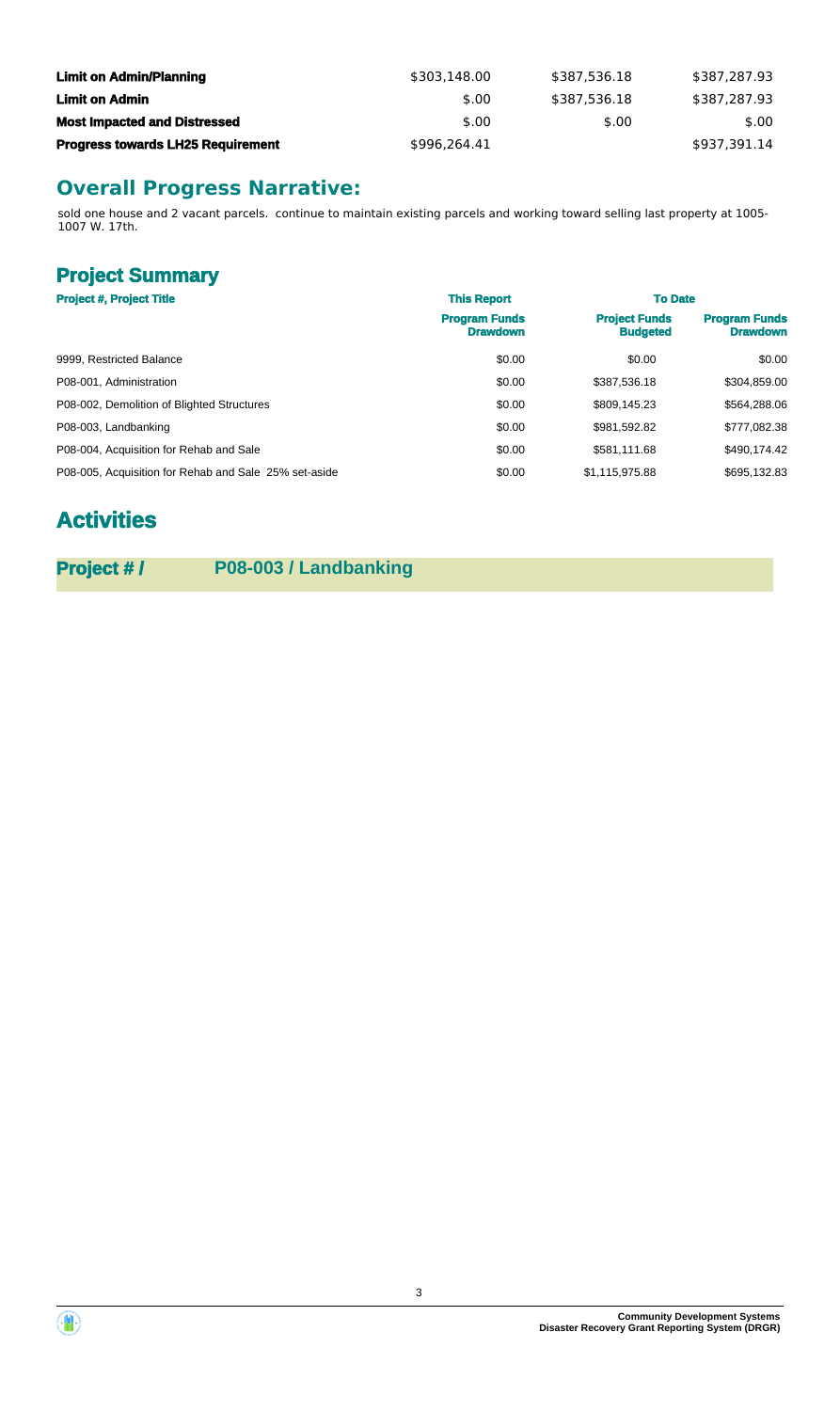| | | | |
|---|---|---|---|
| **Limit on Admin/Planning** | $303,148.00 | $387,536.18 | $387,287.93 |
| **Limit on Admin** | $.00 | $387,536.18 | $387,287.93 |
| **Most Impacted and Distressed** | $.00 | $.00 | $.00 |
| **Progress towards LH25 Requirement** | $996,264.41 | | $937,391.14 |

## Overall Progress Narrative:

sold one house and 2 vacant parcels. continue to maintain existing parcels and working toward selling last property at 1005-1007 W. 17th.

## Project Summary

| Project #, Project Title | This Report | To Date | |
|---|---|---|---|
| | Program Funds Drawdown | Project Funds Budgeted | Program Funds Drawdown |
| 9999, Restricted Balance | $0.00 | $0.00 | $0.00 |
| P08-001, Administration | $0.00 | $387,536.18 | $304,859.00 |
| P08-002, Demolition of Blighted Structures | $0.00 | $809,145.23 | $564,288.06 |
| P08-003, Landbanking | $0.00 | $981,592.82 | $777,082.38 |
| P08-004, Acquisition for Rehab and Sale | $0.00 | $581,111.68 | $490,174.42 |
| P08-005, Acquisition for Rehab and Sale 25% set-aside | $0.00 | $1,115,975.88 | $695,132.83 |

# Activities

**Project # / P08-003 / Landbanking**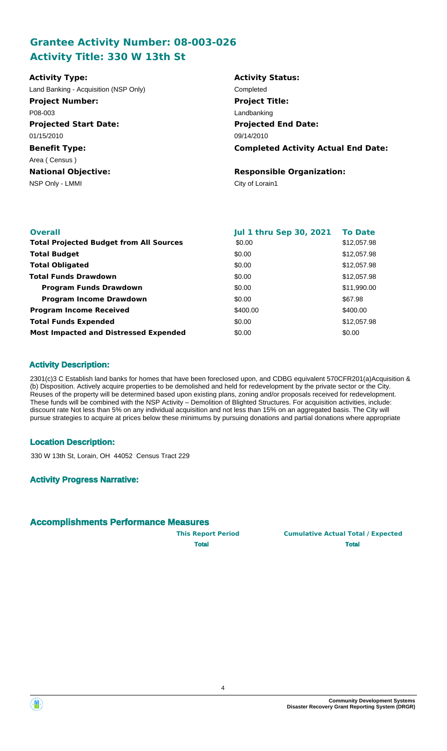## Grantee Activity Number: 08-003-026
## Activity Title: 330 W 13th St

**Activity Type:**
Land Banking - Acquisition (NSP Only)

**Activity Status:**
Completed

**Project Number:**
P08-003

**Project Title:**
Landbanking

**Projected Start Date:**
01/15/2010

**Projected End Date:**
09/14/2010

**Benefit Type:**
Area ( Census )

**Completed Activity Actual End Date:**

**National Objective:**
NSP Only - LMMI

**Responsible Organization:**
City of Lorain1

| Overall | Jul 1 thru Sep 30, 2021 | To Date |
|---|---|---|
| **Total Projected Budget from All Sources** | $0.00 | $12,057.98 |
| **Total Budget** | $0.00 | $12,057.98 |
| **Total Obligated** | $0.00 | $12,057.98 |
| **Total Funds Drawdown** | $0.00 | $12,057.98 |
| **Program Funds Drawdown** | $0.00 | $11,990.00 |
| **Program Income Drawdown** | $0.00 | $67.98 |
| **Program Income Received** | $400.00 | $400.00 |
| **Total Funds Expended** | $0.00 | $12,057.98 |
| **Most Impacted and Distressed Expended** | $0.00 | $0.00 |

### Activity Description:

2301(c)3 C Establish land banks for homes that have been foreclosed upon, and CDBG equivalent 570CFR201(a)Acquisition & (b) Disposition. Actively acquire properties to be demolished and held for redevelopment by the private sector or the City. Reuses of the property will be determined based upon existing plans, zoning and/or proposals received for redevelopment. These funds will be combined with the NSP Activity – Demolition of Blighted Structures. For acquisition activities, include: discount rate Not less than 5% on any individual acquisition and not less than 15% on an aggregated basis. The City will pursue strategies to acquire at prices below these minimums by pursuing donations and partial donations where appropriate

### Location Description:

330 W 13th St, Lorain, OH 44052 Census Tract 229

### Activity Progress Narrative:

### Accomplishments Performance Measures

| | This Report Period | Cumulative Actual Total / Expected |
|---|---|---|
| | **Total** | **Total** |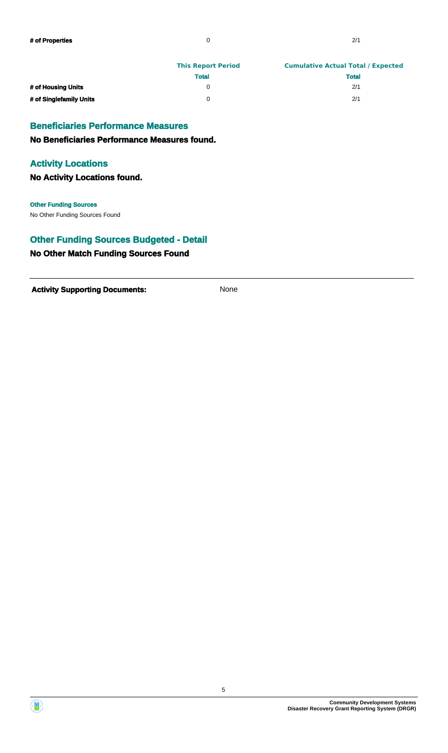| | This Report Period | Cumulative Actual Total / Expected |
| --- | --- | --- |
| # of Properties | 0 | 2/1 |

| | This Report Period | Cumulative Actual Total / Expected |
| --- | --- | --- |
| | Total | Total |
| # of Housing Units | 0 | 2/1 |
| # of Singlefamily Units | 0 | 2/1 |

## Beneficiaries Performance Measures

**No Beneficiaries Performance Measures found.**

## Activity Locations

**No Activity Locations found.**

**Other Funding Sources**

No Other Funding Sources Found

## Other Funding Sources Budgeted - Detail

**No Other Match Funding Sources Found**

---

**Activity Supporting Documents:** None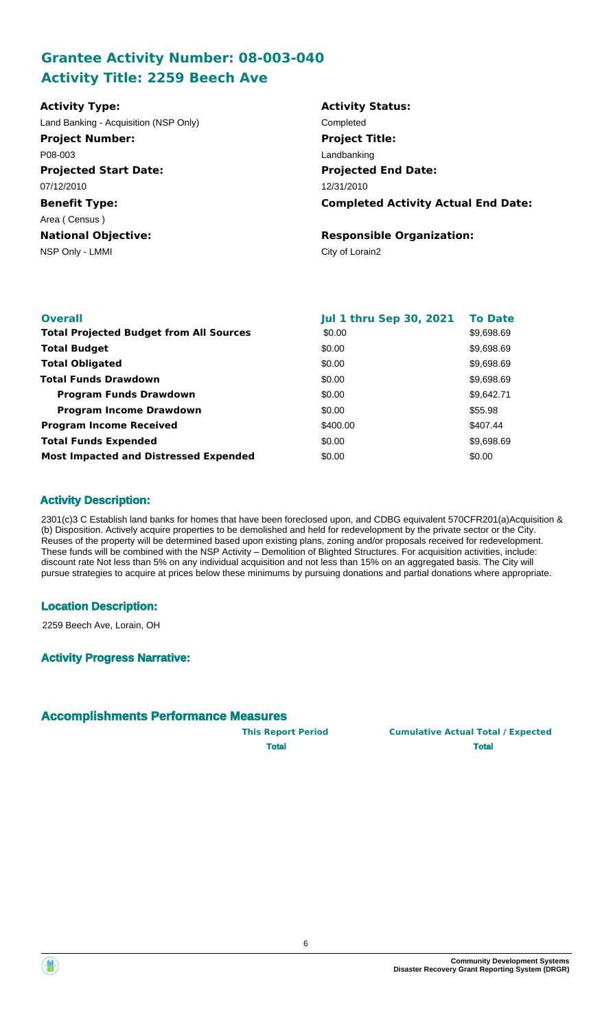## Grantee Activity Number: 08-003-040
## Activity Title: 2259 Beech Ave

**Activity Type:**
Land Banking - Acquisition (NSP Only)

**Activity Status:**
Completed

**Project Number:**
P08-003

**Project Title:**
Landbanking

**Projected Start Date:**
07/12/2010

**Projected End Date:**
12/31/2010

**Benefit Type:**
Area ( Census )

**Completed Activity Actual End Date:**

**National Objective:**
NSP Only - LMMI

**Responsible Organization:**
City of Lorain2

| Overall | Jul 1 thru Sep 30, 2021 | To Date |
|---|---|---|
| **Total Projected Budget from All Sources** | $0.00 | $9,698.69 |
| **Total Budget** | $0.00 | $9,698.69 |
| **Total Obligated** | $0.00 | $9,698.69 |
| **Total Funds Drawdown** | $0.00 | $9,698.69 |
| **Program Funds Drawdown** | $0.00 | $9,642.71 |
| **Program Income Drawdown** | $0.00 | $55.98 |
| **Program Income Received** | $400.00 | $407.44 |
| **Total Funds Expended** | $0.00 | $9,698.69 |
| **Most Impacted and Distressed Expended** | $0.00 | $0.00 |

### Activity Description:

2301(c)3 C Establish land banks for homes that have been foreclosed upon, and CDBG equivalent 570CFR201(a)Acquisition & (b) Disposition. Actively acquire properties to be demolished and held for redevelopment by the private sector or the City. Reuses of the property will be determined based upon existing plans, zoning and/or proposals received for redevelopment. These funds will be combined with the NSP Activity – Demolition of Blighted Structures. For acquisition activities, include: discount rate Not less than 5% on any individual acquisition and not less than 15% on an aggregated basis. The City will pursue strategies to acquire at prices below these minimums by pursuing donations and partial donations where appropriate.

### Location Description:

2259 Beech Ave, Lorain, OH

### Activity Progress Narrative:

### Accomplishments Performance Measures

| | This Report Period | Cumulative Actual Total / Expected |
|---|---|---|
| | **Total** | **Total** |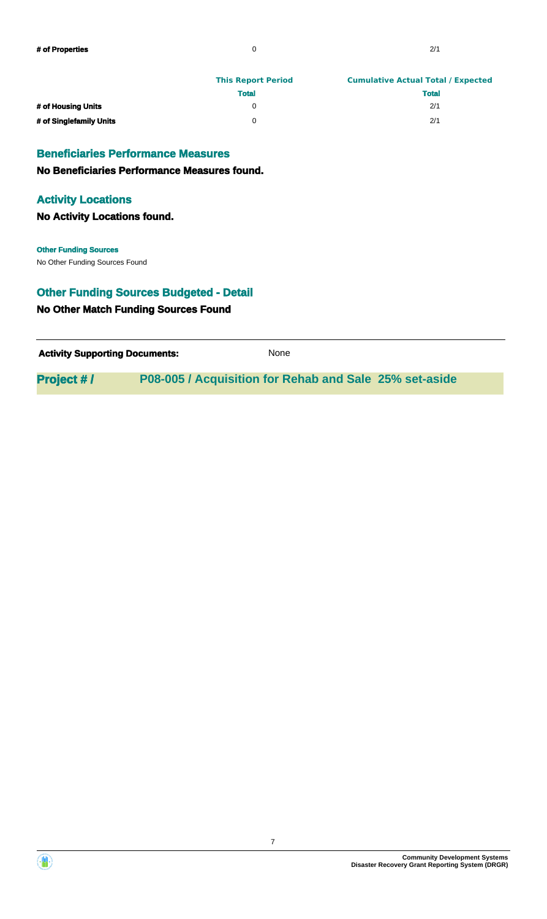| | | |
|---|---|---|
| **# of Properties** | 0 | 2/1 |

| | This Report Period | Cumulative Actual Total / Expected |
|---|---|---|
| | **Total** | **Total** |
| **# of Housing Units** | 0 | 2/1 |
| **# of Singlefamily Units** | 0 | 2/1 |

## Beneficiaries Performance Measures

**No Beneficiaries Performance Measures found.**

## Activity Locations

**No Activity Locations found.**

**Other Funding Sources**

No Other Funding Sources Found

## Other Funding Sources Budgeted - Detail

**No Other Match Funding Sources Found**

**Activity Supporting Documents:** None

## Project # / P08-005 / Acquisition for Rehab and Sale 25% set-aside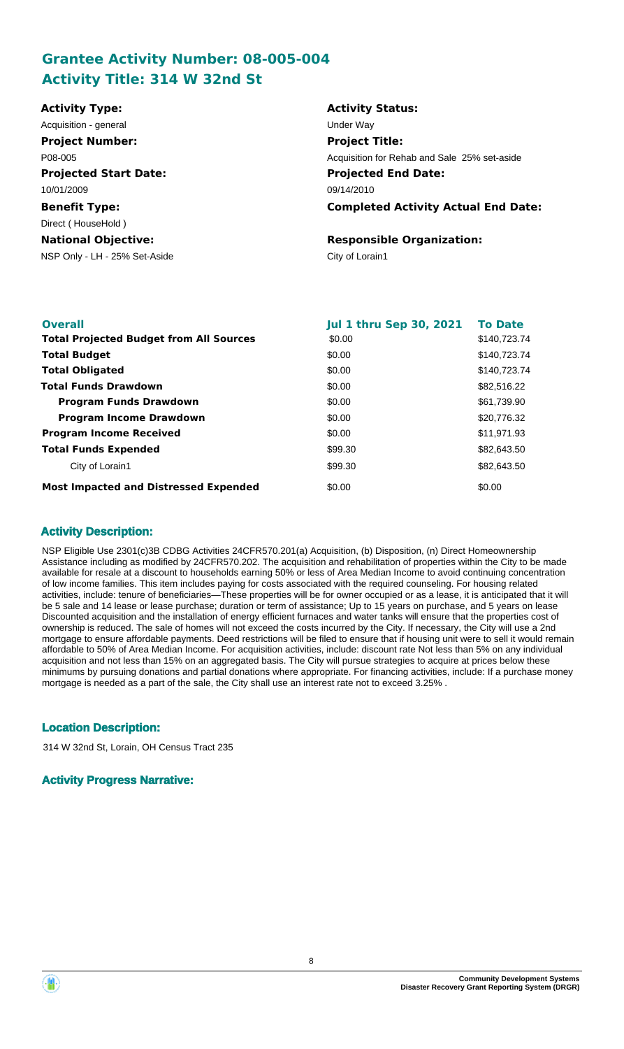## Grantee Activity Number: 08-005-004
## Activity Title: 314 W 32nd St

**Activity Type:**
Acquisition - general

**Activity Status:**
Under Way

**Project Number:**
P08-005

**Project Title:**
Acquisition for Rehab and Sale 25% set-aside

**Projected Start Date:**
10/01/2009

**Projected End Date:**
09/14/2010

**Benefit Type:**
Direct ( HouseHold )

**Completed Activity Actual End Date:**

**National Objective:**
NSP Only - LH - 25% Set-Aside

**Responsible Organization:**
City of Lorain1

| Overall | Jul 1 thru Sep 30, 2021 | To Date |
|---|---|---|
| **Total Projected Budget from All Sources** | \$0.00 | \$140,723.74 |
| **Total Budget** | \$0.00 | \$140,723.74 |
| **Total Obligated** | \$0.00 | \$140,723.74 |
| **Total Funds Drawdown** | \$0.00 | \$82,516.22 |
| **Program Funds Drawdown** | \$0.00 | \$61,739.90 |
| **Program Income Drawdown** | \$0.00 | \$20,776.32 |
| **Program Income Received** | \$0.00 | \$11,971.93 |
| **Total Funds Expended** | \$99.30 | \$82,643.50 |
| City of Lorain1 | \$99.30 | \$82,643.50 |
| **Most Impacted and Distressed Expended** | \$0.00 | \$0.00 |

### Activity Description:

NSP Eligible Use 2301(c)3B CDBG Activities 24CFR570.201(a) Acquisition, (b) Disposition, (n) Direct Homeownership Assistance including as modified by 24CFR570.202. The acquisition and rehabilitation of properties within the City to be made available for resale at a discount to households earning 50% or less of Area Median Income to avoid continuing concentration of low income families. This item includes paying for costs associated with the required counseling. For housing related activities, include: tenure of beneficiaries—These properties will be for owner occupied or as a lease, it is anticipated that it will be 5 sale and 14 lease or lease purchase; duration or term of assistance; Up to 15 years on purchase, and 5 years on lease Discounted acquisition and the installation of energy efficient furnaces and water tanks will ensure that the properties cost of ownership is reduced. The sale of homes will not exceed the costs incurred by the City. If necessary, the City will use a 2nd mortgage to ensure affordable payments. Deed restrictions will be filed to ensure that if housing unit were to sell it would remain affordable to 50% of Area Median Income. For acquisition activities, include: discount rate Not less than 5% on any individual acquisition and not less than 15% on an aggregated basis. The City will pursue strategies to acquire at prices below these minimums by pursuing donations and partial donations where appropriate. For financing activities, include: If a purchase money mortgage is needed as a part of the sale, the City shall use an interest rate not to exceed 3.25% .

### Location Description:

314 W 32nd St, Lorain, OH Census Tract 235

### Activity Progress Narrative: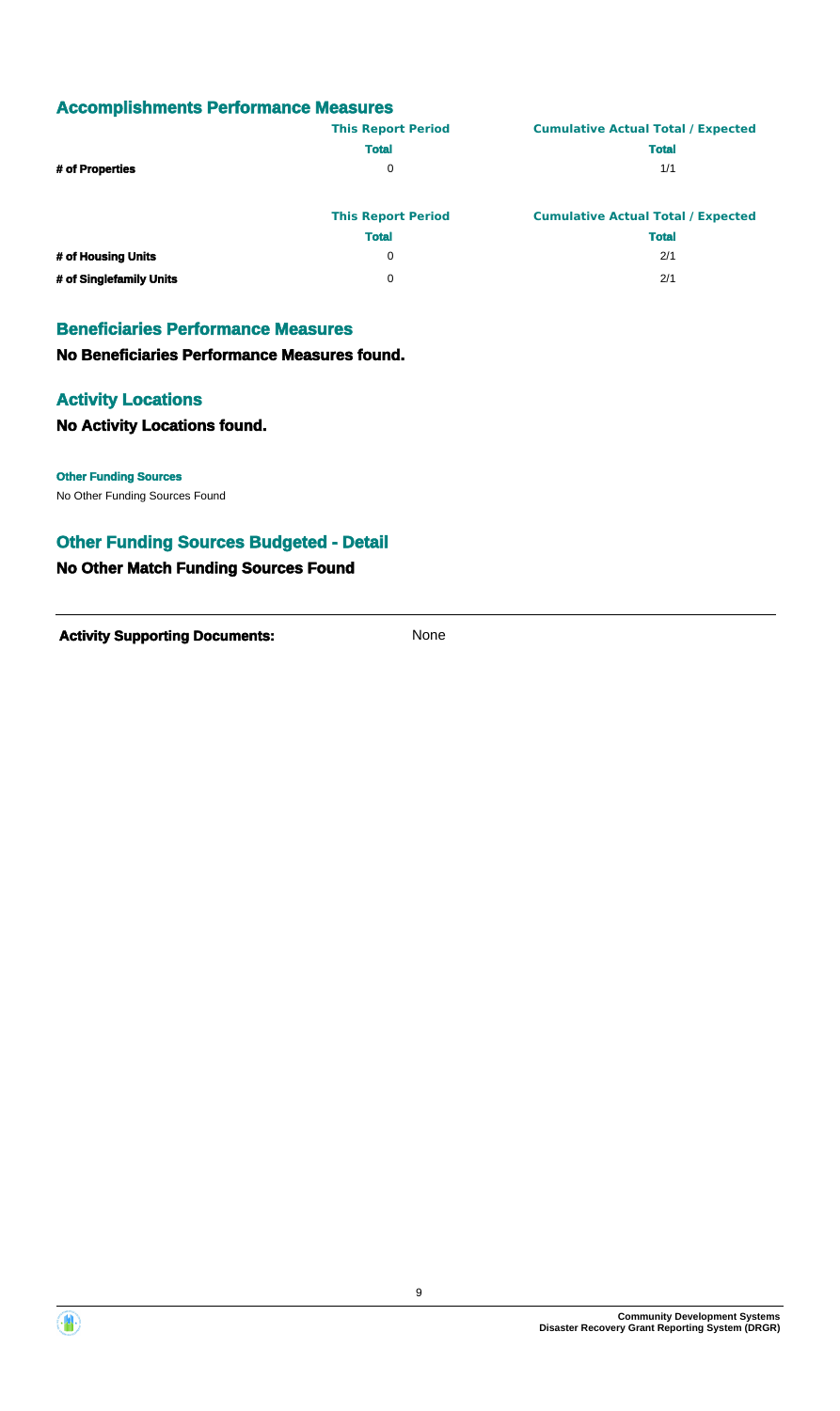## Accomplishments Performance Measures

| | This Report Period | Cumulative Actual Total / Expected |
|---|---|---|
| | **Total** | **Total** |
| **# of Properties** | 0 | 1/1 |

| | This Report Period | Cumulative Actual Total / Expected |
|---|---|---|
| | **Total** | **Total** |
| **# of Housing Units** | 0 | 2/1 |
| **# of Singlefamily Units** | 0 | 2/1 |

## Beneficiaries Performance Measures

**No Beneficiaries Performance Measures found.**

## Activity Locations

**No Activity Locations found.**

**Other Funding Sources**

No Other Funding Sources Found

## Other Funding Sources Budgeted - Detail

**No Other Match Funding Sources Found**

**Activity Supporting Documents:** None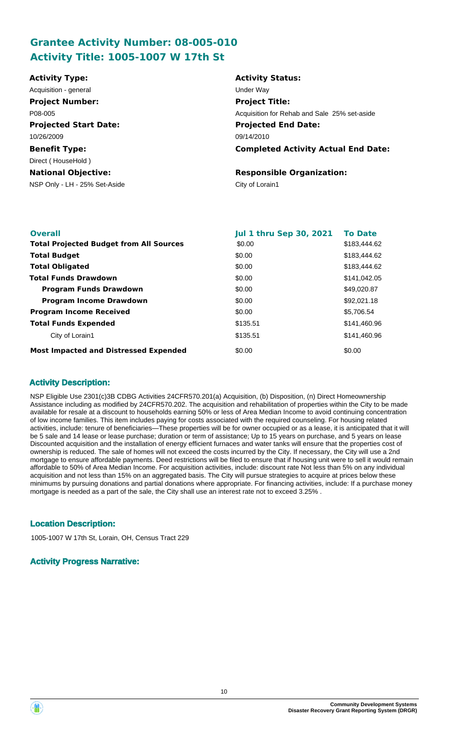## Grantee Activity Number: 08-005-010
## Activity Title: 1005-1007 W 17th St

**Activity Type:**
Acquisition - general

**Activity Status:**
Under Way

**Project Number:**
P08-005

**Project Title:**
Acquisition for Rehab and Sale 25% set-aside

**Projected Start Date:**
10/26/2009

**Projected End Date:**
09/14/2010

**Benefit Type:**
Direct ( HouseHold )

**Completed Activity Actual End Date:**

**National Objective:**
NSP Only - LH - 25% Set-Aside

**Responsible Organization:**
City of Lorain1

| **Overall** | **Jul 1 thru Sep 30, 2021** | **To Date** |
|---|---|---|
| **Total Projected Budget from All Sources** | \$0.00 | \$183,444.62 |
| **Total Budget** | \$0.00 | \$183,444.62 |
| **Total Obligated** | \$0.00 | \$183,444.62 |
| **Total Funds Drawdown** | \$0.00 | \$141,042.05 |
| **Program Funds Drawdown** | \$0.00 | \$49,020.87 |
| **Program Income Drawdown** | \$0.00 | \$92,021.18 |
| **Program Income Received** | \$0.00 | \$5,706.54 |
| **Total Funds Expended** | \$135.51 | \$141,460.96 |
| City of Lorain1 | \$135.51 | \$141,460.96 |
| **Most Impacted and Distressed Expended** | \$0.00 | \$0.00 |

### Activity Description:

NSP Eligible Use 2301(c)3B CDBG Activities 24CFR570.201(a) Acquisition, (b) Disposition, (n) Direct Homeownership Assistance including as modified by 24CFR570.202. The acquisition and rehabilitation of properties within the City to be made available for resale at a discount to households earning 50% or less of Area Median Income to avoid continuing concentration of low income families. This item includes paying for costs associated with the required counseling. For housing related activities, include: tenure of beneficiaries—These properties will be for owner occupied or as a lease, it is anticipated that it will be 5 sale and 14 lease or lease purchase; duration or term of assistance; Up to 15 years on purchase, and 5 years on lease Discounted acquisition and the installation of energy efficient furnaces and water tanks will ensure that the properties cost of ownership is reduced. The sale of homes will not exceed the costs incurred by the City. If necessary, the City will use a 2nd mortgage to ensure affordable payments. Deed restrictions will be filed to ensure that if housing unit were to sell it would remain affordable to 50% of Area Median Income. For acquisition activities, include: discount rate Not less than 5% on any individual acquisition and not less than 15% on an aggregated basis. The City will pursue strategies to acquire at prices below these minimums by pursuing donations and partial donations where appropriate. For financing activities, include: If a purchase money mortgage is needed as a part of the sale, the City shall use an interest rate not to exceed 3.25% .

### Location Description:

1005-1007 W 17th St, Lorain, OH, Census Tract 229

### Activity Progress Narrative: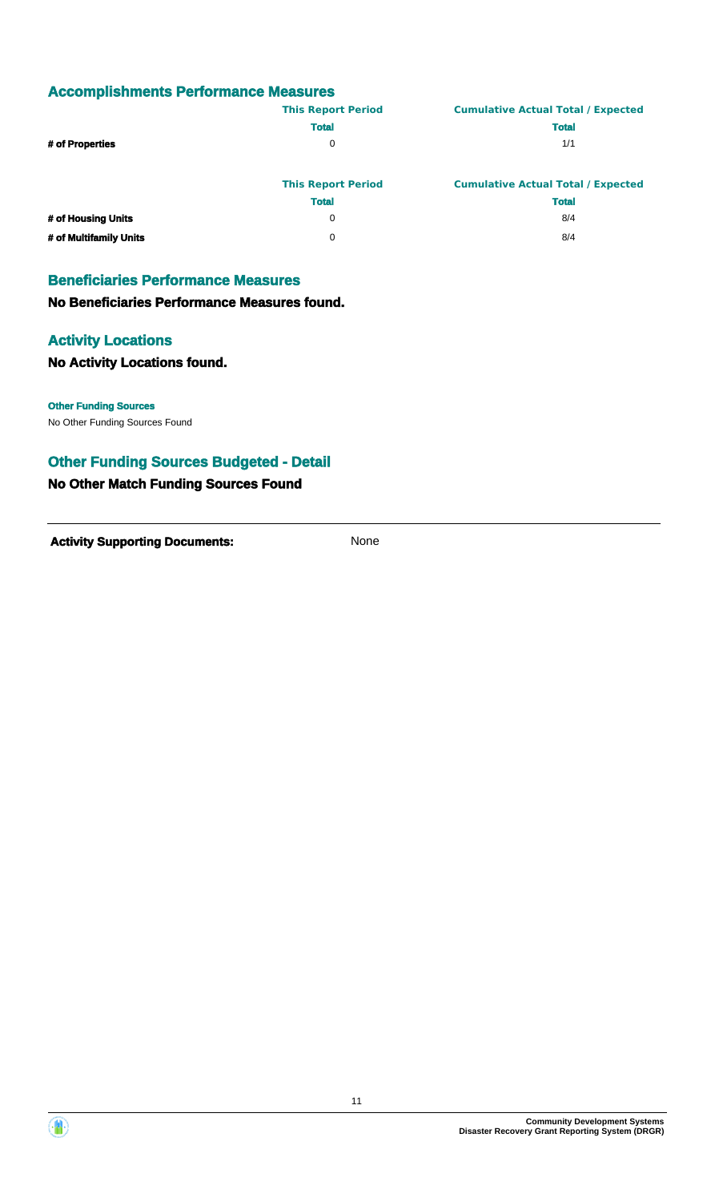## Accomplishments Performance Measures

| | This Report Period | Cumulative Actual Total / Expected |
|---|---|---|
| | **Total** | **Total** |
| **# of Properties** | 0 | 1/1 |

| | This Report Period | Cumulative Actual Total / Expected |
|---|---|---|
| | **Total** | **Total** |
| **# of Housing Units** | 0 | 8/4 |
| **# of Multifamily Units** | 0 | 8/4 |

## Beneficiaries Performance Measures

**No Beneficiaries Performance Measures found.**

## Activity Locations

**No Activity Locations found.**

**Other Funding Sources**

No Other Funding Sources Found

## Other Funding Sources Budgeted - Detail

**No Other Match Funding Sources Found**

**Activity Supporting Documents:** None